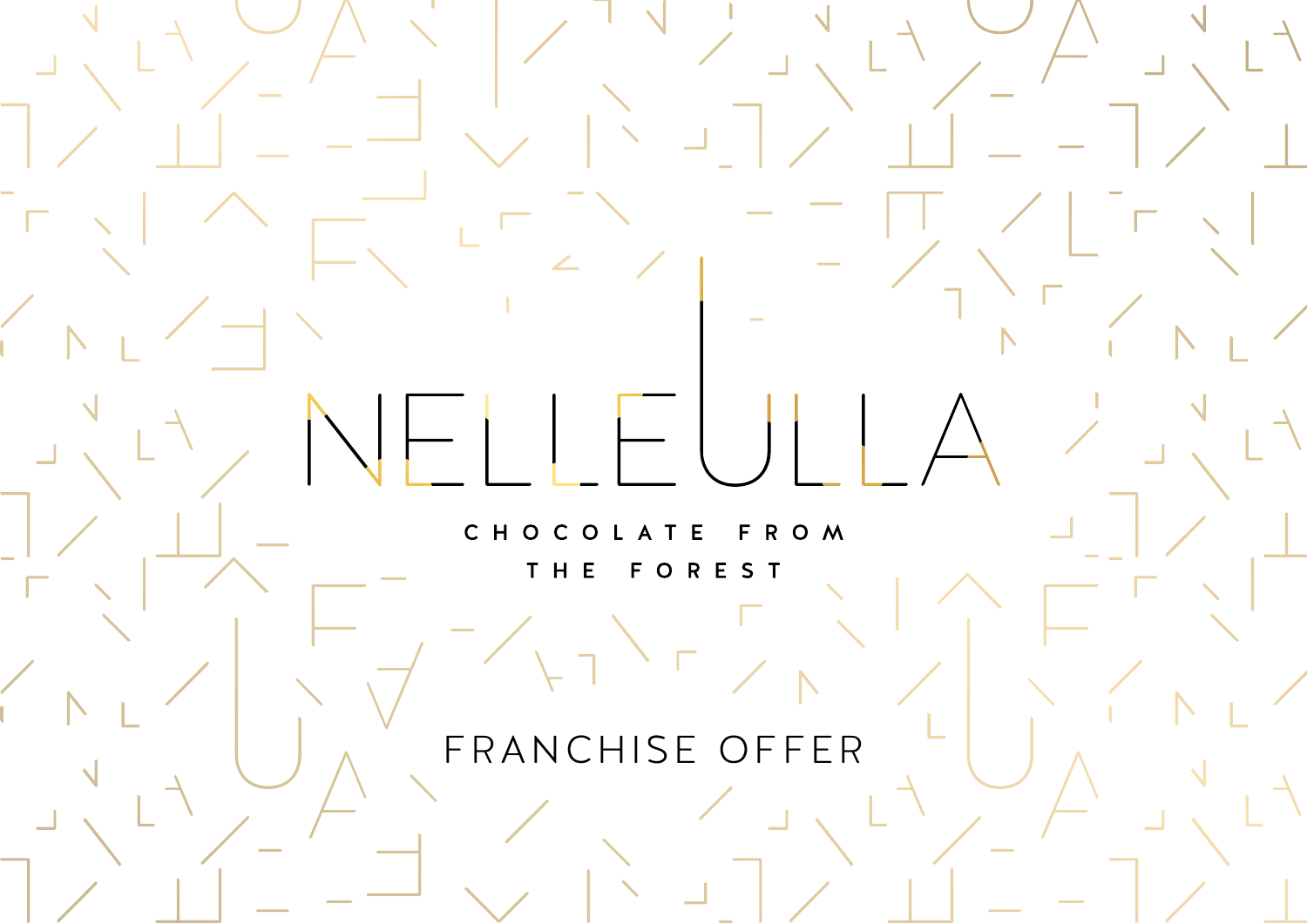# NELLEULLA

CHOCOLATE FROM THE FOREST

## FRANCHISE OFFER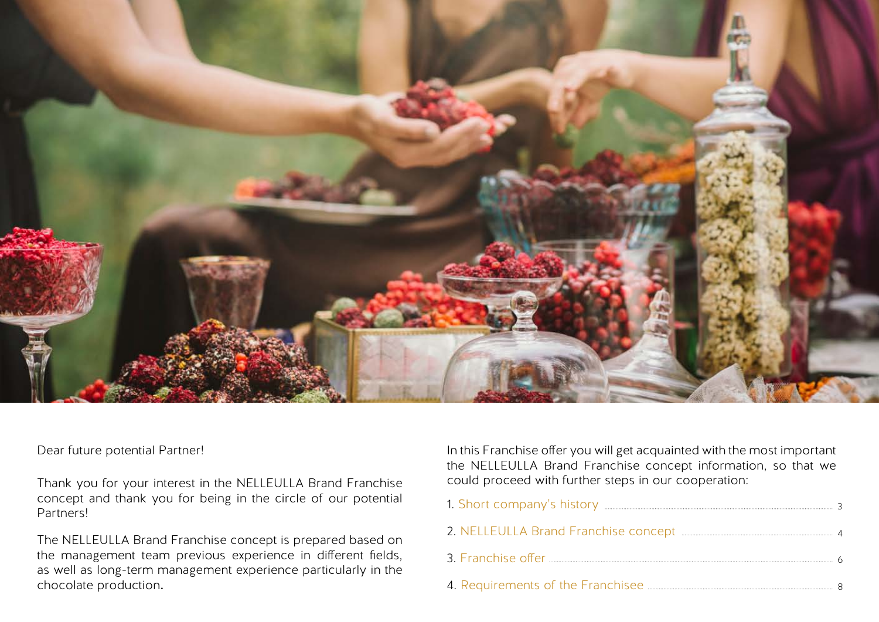Dear future potential Partner!

Thank you for your interest in the NELLEULLA Brand Franchise concept and thank you for being in the circle of our potential Partners!

The NELLEULLA Brand Franchise concept is prepared based on the management team previous experience in different fields, as well as long-term management experience particularly in the chocolate production.

In this Franchise offer you will get acquainted with the most important the NELLEULLA Brand Franchise concept information, so that we could proceed with further steps in our cooperation:

1. Short company's history ........ 3
2. NELLEULLA Brand Franchise concept ........ 4
3. Franchise offer ........ 6
4. Requirements of the Franchisee ........ 8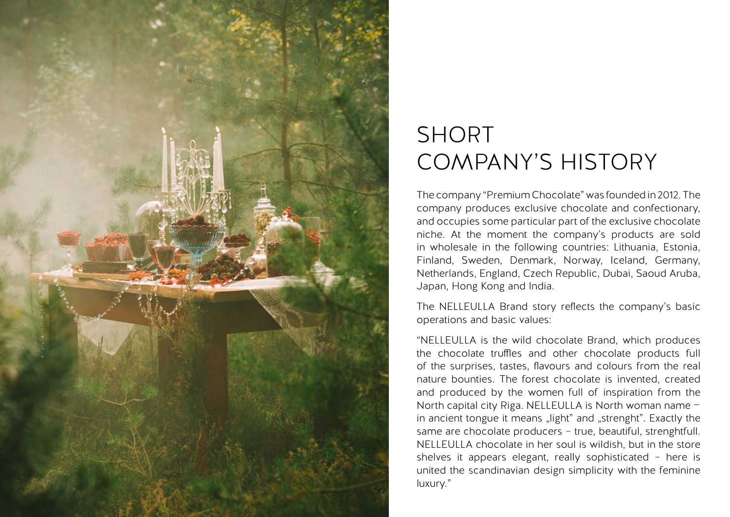# SHORT COMPANY'S HISTORY

The company "Premium Chocolate" was founded in 2012. The company produces exclusive chocolate and confectionary, and occupies some particular part of the exclusive chocolate niche. At the moment the company's products are sold in wholesale in the following countries: Lithuania, Estonia, Finland, Sweden, Denmark, Norway, Iceland, Germany, Netherlands, England, Czech Republic, Dubai, Saoud Aruba, Japan, Hong Kong and India.

The NELLEULLA Brand story reflects the company's basic operations and basic values:

"NELLEULLA is the wild chocolate Brand, which produces the chocolate truffles and other chocolate products full of the surprises, tastes, flavours and colours from the real nature bounties. The forest chocolate is invented, created and produced by the women full of inspiration from the North capital city Riga. NELLEULLA is North woman name – in ancient tongue it means „light" and „strenght". Exactly the same are chocolate producers – true, beautiful, strenghtfull. NELLEULLA chocolate in her soul is wildish, but in the store shelves it appears elegant, really sophisticated – here is united the scandinavian design simplicity with the feminine luxury."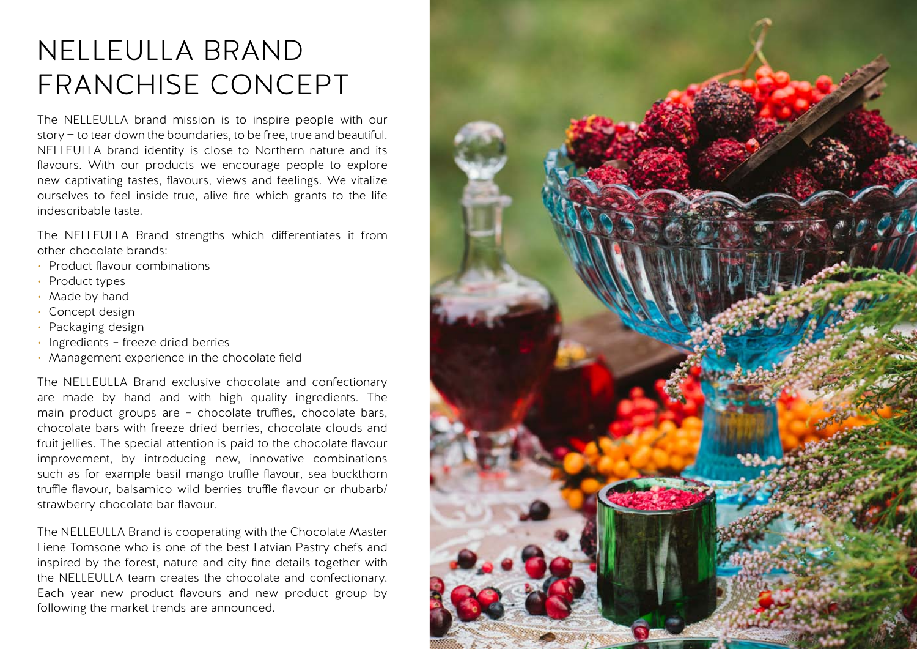# NELLEULLA BRAND FRANCHISE CONCEPT

The NELLEULLA brand mission is to inspire people with our story – to tear down the boundaries, to be free, true and beautiful. NELLEULLA brand identity is close to Northern nature and its flavours. With our products we encourage people to explore new captivating tastes, flavours, views and feelings. We vitalize ourselves to feel inside true, alive fire which grants to the life indescribable taste.

The NELLEULLA Brand strengths which differentiates it from other chocolate brands:

- Product flavour combinations
- Product types
- Made by hand
- Concept design
- Packaging design
- Ingredients – freeze dried berries
- Management experience in the chocolate field

The NELLEULLA Brand exclusive chocolate and confectionary are made by hand and with high quality ingredients. The main product groups are – chocolate truffles, chocolate bars, chocolate bars with freeze dried berries, chocolate clouds and fruit jellies. The special attention is paid to the chocolate flavour improvement, by introducing new, innovative combinations such as for example basil mango truffle flavour, sea buckthorn truffle flavour, balsamico wild berries truffle flavour or rhubarb/strawberry chocolate bar flavour.

The NELLEULLA Brand is cooperating with the Chocolate Master Liene Tomsone who is one of the best Latvian Pastry chefs and inspired by the forest, nature and city fine details together with the NELLEULLA team creates the chocolate and confectionary. Each year new product flavours and new product group by following the market trends are announced.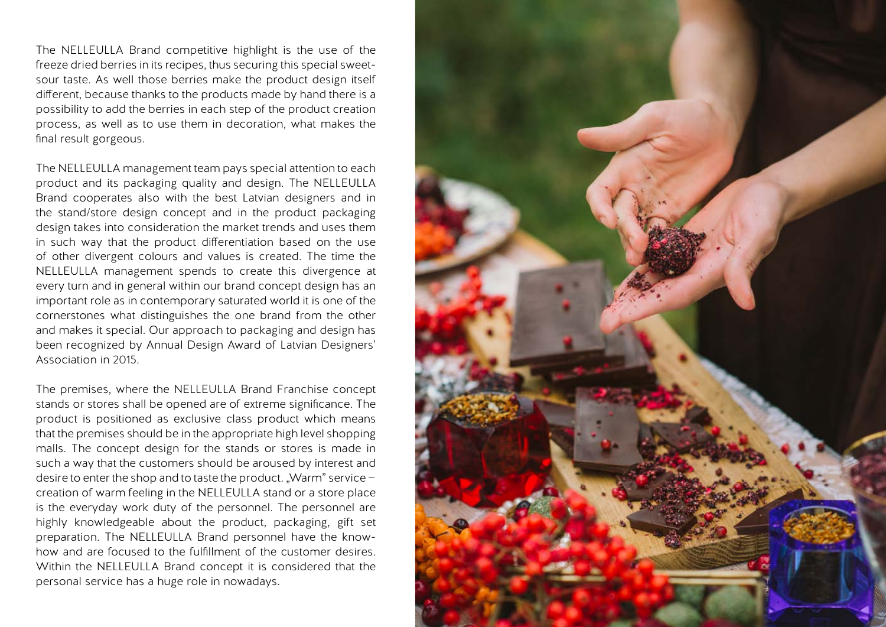The NELLEULLA Brand competitive highlight is the use of the freeze dried berries in its recipes, thus securing this special sweet-sour taste. As well those berries make the product design itself different, because thanks to the products made by hand there is a possibility to add the berries in each step of the product creation process, as well as to use them in decoration, what makes the final result gorgeous.

The NELLEULLA management team pays special attention to each product and its packaging quality and design. The NELLEULLA Brand cooperates also with the best Latvian designers and in the stand/store design concept and in the product packaging design takes into consideration the market trends and uses them in such way that the product differentiation based on the use of other divergent colours and values is created. The time the NELLEULLA management spends to create this divergence at every turn and in general within our brand concept design has an important role as in contemporary saturated world it is one of the cornerstones what distinguishes the one brand from the other and makes it special. Our approach to packaging and design has been recognized by Annual Design Award of Latvian Designers' Association in 2015.

The premises, where the NELLEULLA Brand Franchise concept stands or stores shall be opened are of extreme significance. The product is positioned as exclusive class product which means that the premises should be in the appropriate high level shopping malls. The concept design for the stands or stores is made in such a way that the customers should be aroused by interest and desire to enter the shop and to taste the product. „Warm" service – creation of warm feeling in the NELLEULLA stand or a store place is the everyday work duty of the personnel. The personnel are highly knowledgeable about the product, packaging, gift set preparation. The NELLEULLA Brand personnel have the know-how and are focused to the fulfillment of the customer desires. Within the NELLEULLA Brand concept it is considered that the personal service has a huge role in nowadays.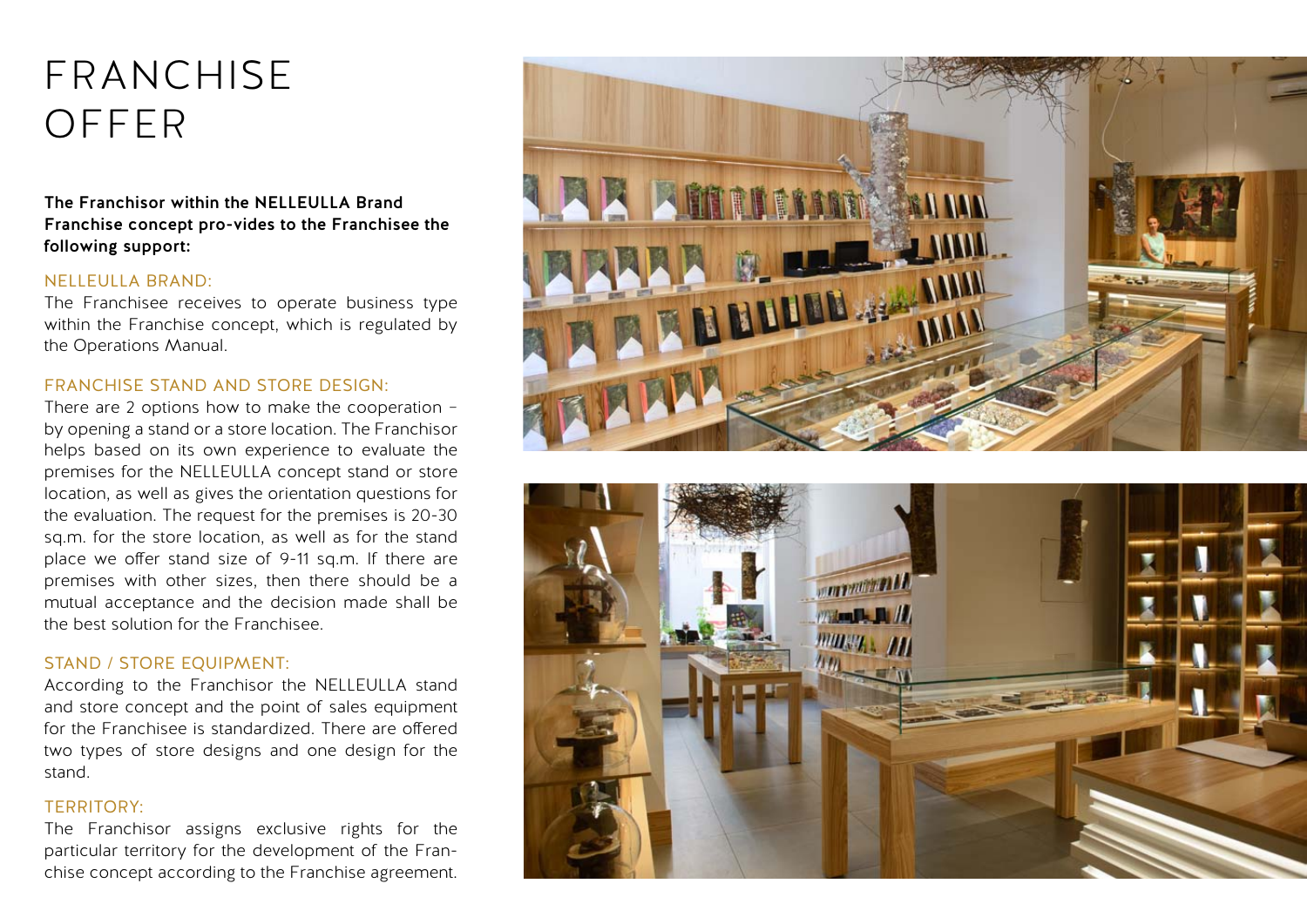# FRANCHISE OFFER

**The Franchisor within the NELLEULLA Brand Franchise concept pro-vides to the Franchisee the following support:**

## NELLEULLA BRAND:

The Franchisee receives to operate business type within the Franchise concept, which is regulated by the Operations Manual.

## FRANCHISE STAND AND STORE DESIGN:

There are 2 options how to make the cooperation – by opening a stand or a store location. The Franchisor helps based on its own experience to evaluate the premises for the NELLEULLA concept stand or store location, as well as gives the orientation questions for the evaluation. The request for the premises is 20-30 sq.m. for the store location, as well as for the stand place we offer stand size of 9-11 sq.m. If there are premises with other sizes, then there should be a mutual acceptance and the decision made shall be the best solution for the Franchisee.

## STAND / STORE EQUIPMENT:

According to the Franchisor the NELLEULLA stand and store concept and the point of sales equipment for the Franchisee is standardized. There are offered two types of store designs and one design for the stand.

## TERRITORY:

The Franchisor assigns exclusive rights for the particular territory for the development of the Fran-chise concept according to the Franchise agreement.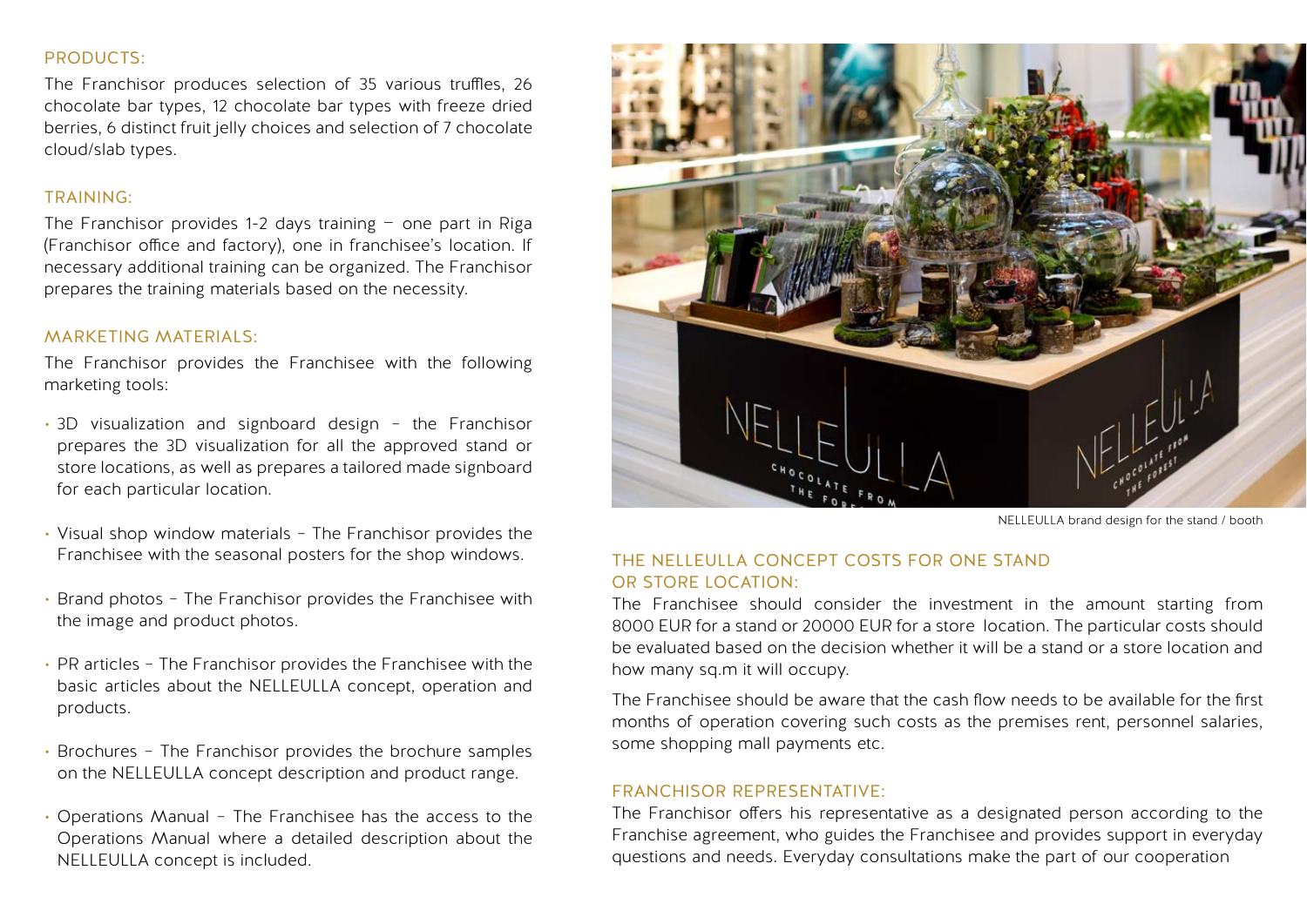## PRODUCTS:

The Franchisor produces selection of 35 various truffles, 26 chocolate bar types, 12 chocolate bar types with freeze dried berries, 6 distinct fruit jelly choices and selection of 7 chocolate cloud/slab types.

## TRAINING:

The Franchisor provides 1-2 days training – one part in Riga (Franchisor office and factory), one in franchisee's location. If necessary additional training can be organized. The Franchisor prepares the training materials based on the necessity.

## MARKETING MATERIALS:

The Franchisor provides the Franchisee with the following marketing tools:

- 3D visualization and signboard design – the Franchisor prepares the 3D visualization for all the approved stand or store locations, as well as prepares a tailored made signboard for each particular location.
- Visual shop window materials – The Franchisor provides the Franchisee with the seasonal posters for the shop windows.
- Brand photos – The Franchisor provides the Franchisee with the image and product photos.
- PR articles – The Franchisor provides the Franchisee with the basic articles about the NELLEULLA concept, operation and products.
- Brochures – The Franchisor provides the brochure samples on the NELLEULLA concept description and product range.
- Operations Manual – The Franchisee has the access to the Operations Manual where a detailed description about the NELLEULLA concept is included.

NELLEULLA brand design for the stand / booth

## THE NELLEULLA CONCEPT COSTS FOR ONE STAND OR STORE LOCATION:

The Franchisee should consider the investment in the amount starting from 8000 EUR for a stand or 20000 EUR for a store location. The particular costs should be evaluated based on the decision whether it will be a stand or a store location and how many sq.m it will occupy.

The Franchisee should be aware that the cash flow needs to be available for the first months of operation covering such costs as the premises rent, personnel salaries, some shopping mall payments etc.

## FRANCHISOR REPRESENTATIVE:

The Franchisor offers his representative as a designated person according to the Franchise agreement, who guides the Franchisee and provides support in everyday questions and needs. Everyday consultations make the part of our cooperation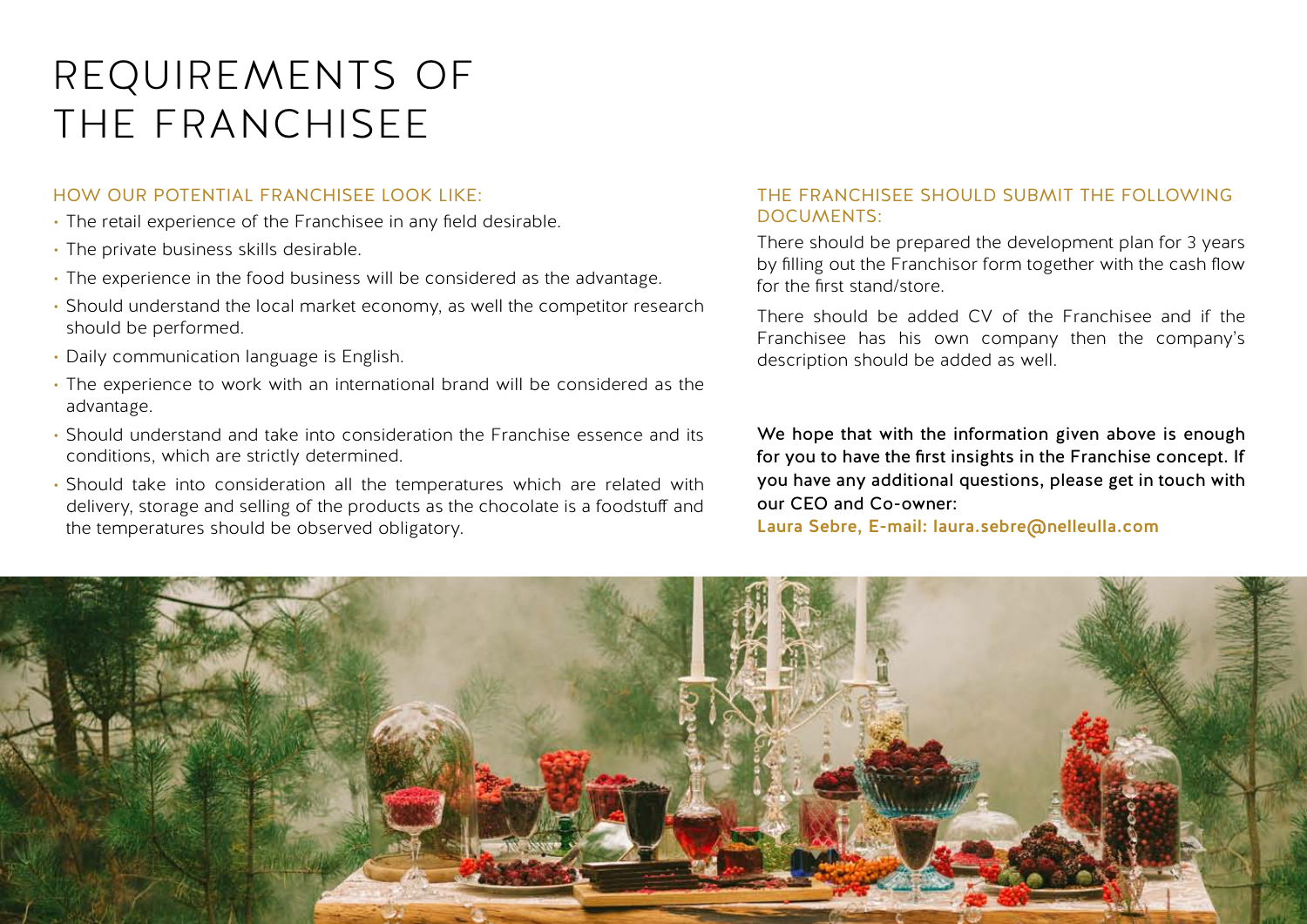# REQUIREMENTS OF THE FRANCHISEE

### HOW OUR POTENTIAL FRANCHISEE LOOK LIKE:

- The retail experience of the Franchisee in any field desirable.
- The private business skills desirable.
- The experience in the food business will be considered as the advantage.
- Should understand the local market economy, as well the competitor research should be performed.
- Daily communication language is English.
- The experience to work with an international brand will be considered as the advantage.
- Should understand and take into consideration the Franchise essence and its conditions, which are strictly determined.
- Should take into consideration all the temperatures which are related with delivery, storage and selling of the products as the chocolate is a foodstuff and the temperatures should be observed obligatory.

### THE FRANCHISEE SHOULD SUBMIT THE FOLLOWING DOCUMENTS:

There should be prepared the development plan for 3 years by filling out the Franchisor form together with the cash flow for the first stand/store.

There should be added CV of the Franchisee and if the Franchisee has his own company then the company's description should be added as well.

**We hope that with the information given above is enough for you to have the first insights in the Franchise concept. If you have any additional questions, please get in touch with our CEO and Co-owner:**

**Laura Sebre, E-mail: laura.sebre@nelleulla.com**